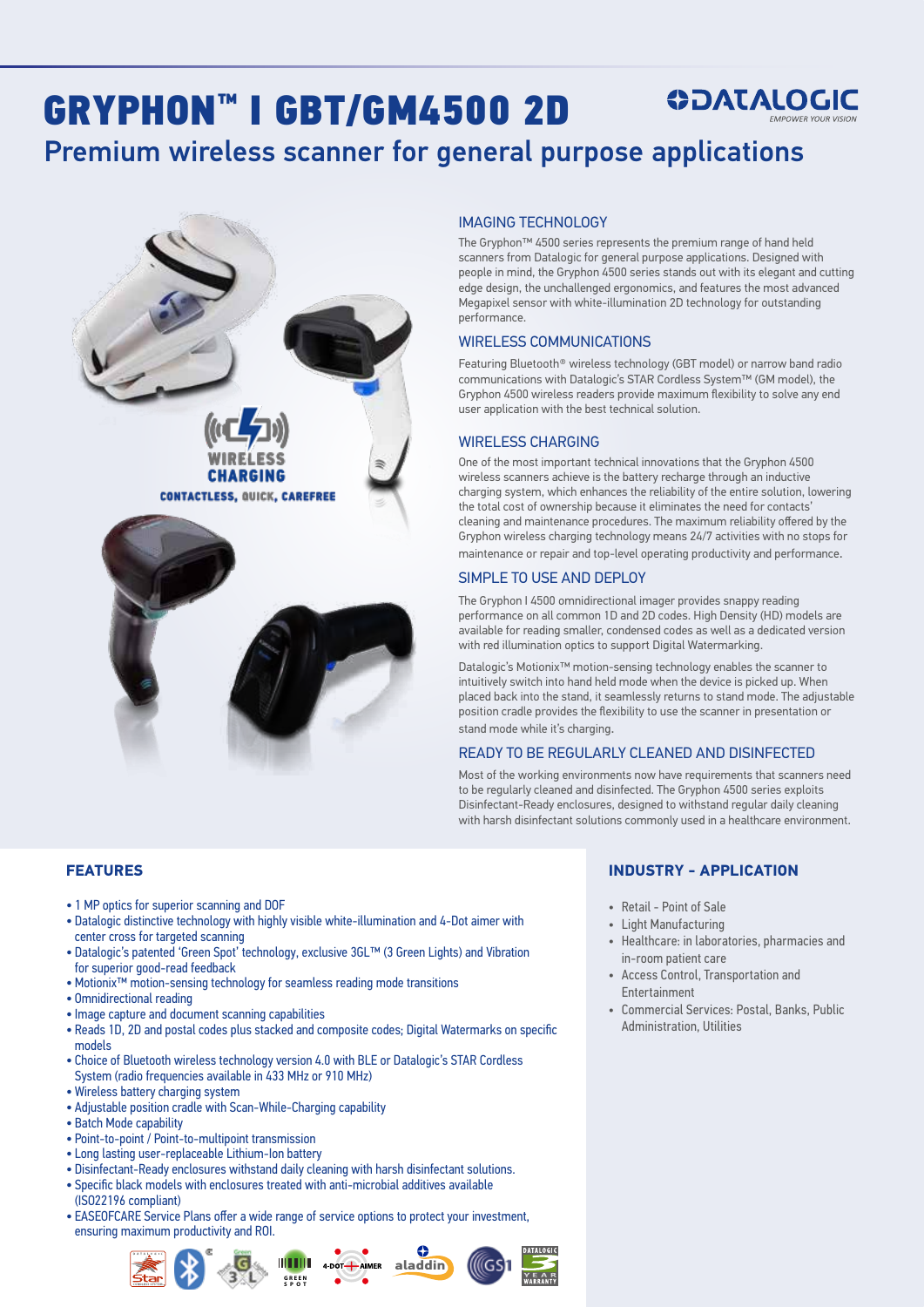# GRYPHON™ I GBT/GM4500 2D

## Premium wireless scanner for general purpose applications

WIRELESS CHARGING
CONTACTLESS, QUICK, CAREFREE

### IMAGING TECHNOLOGY

The Gryphon™ 4500 series represents the premium range of hand held scanners from Datalogic for general purpose applications. Designed with people in mind, the Gryphon 4500 series stands out with its elegant and cutting edge design, the unchallenged ergonomics, and features the most advanced Megapixel sensor with white-illumination 2D technology for outstanding performance.

### WIRELESS COMMUNICATIONS

Featuring Bluetooth® wireless technology (GBT model) or narrow band radio communications with Datalogic's STAR Cordless System™ (GM model), the Gryphon 4500 wireless readers provide maximum flexibility to solve any end user application with the best technical solution.

### WIRELESS CHARGING

One of the most important technical innovations that the Gryphon 4500 wireless scanners achieve is the battery recharge through an inductive charging system, which enhances the reliability of the entire solution, lowering the total cost of ownership because it eliminates the need for contacts' cleaning and maintenance procedures. The maximum reliability offered by the Gryphon wireless charging technology means 24/7 activities with no stops for maintenance or repair and top-level operating productivity and performance.

### SIMPLE TO USE AND DEPLOY

The Gryphon I 4500 omnidirectional imager provides snappy reading performance on all common 1D and 2D codes. High Density (HD) models are available for reading smaller, condensed codes as well as a dedicated version with red illumination optics to support Digital Watermarking.

Datalogic's Motionix™ motion-sensing technology enables the scanner to intuitively switch into hand held mode when the device is picked up. When placed back into the stand, it seamlessly returns to stand mode. The adjustable position cradle provides the flexibility to use the scanner in presentation or stand mode while it's charging.

### READY TO BE REGULARLY CLEANED AND DISINFECTED

Most of the working environments now have requirements that scanners need to be regularly cleaned and disinfected. The Gryphon 4500 series exploits Disinfectant-Ready enclosures, designed to withstand regular daily cleaning with harsh disinfectant solutions commonly used in a healthcare environment.

### FEATURES

- 1 MP optics for superior scanning and DOF
- Datalogic distinctive technology with highly visible white-illumination and 4-Dot aimer with center cross for targeted scanning
- Datalogic's patented 'Green Spot' technology, exclusive 3GL™ (3 Green Lights) and Vibration for superior good-read feedback
- Motionix™ motion-sensing technology for seamless reading mode transitions
- Omnidirectional reading
- Image capture and document scanning capabilities
- Reads 1D, 2D and postal codes plus stacked and composite codes; Digital Watermarks on specific models
- Choice of Bluetooth wireless technology version 4.0 with BLE or Datalogic's STAR Cordless System (radio frequencies available in 433 MHz or 910 MHz)
- Wireless battery charging system
- Adjustable position cradle with Scan-While-Charging capability
- Batch Mode capability
- Point-to-point / Point-to-multipoint transmission
- Long lasting user-replaceable Lithium-Ion battery
- Disinfectant-Ready enclosures withstand daily cleaning with harsh disinfectant solutions.
- Specific black models with enclosures treated with anti-microbial additives available (ISO22196 compliant)
- EASEOFCARE Service Plans offer a wide range of service options to protect your investment, ensuring maximum productivity and ROI.

### INDUSTRY - APPLICATION

- Retail - Point of Sale
- Light Manufacturing
- Healthcare: in laboratories, pharmacies and in-room patient care
- Access Control, Transportation and Entertainment
- Commercial Services: Postal, Banks, Public Administration, Utilities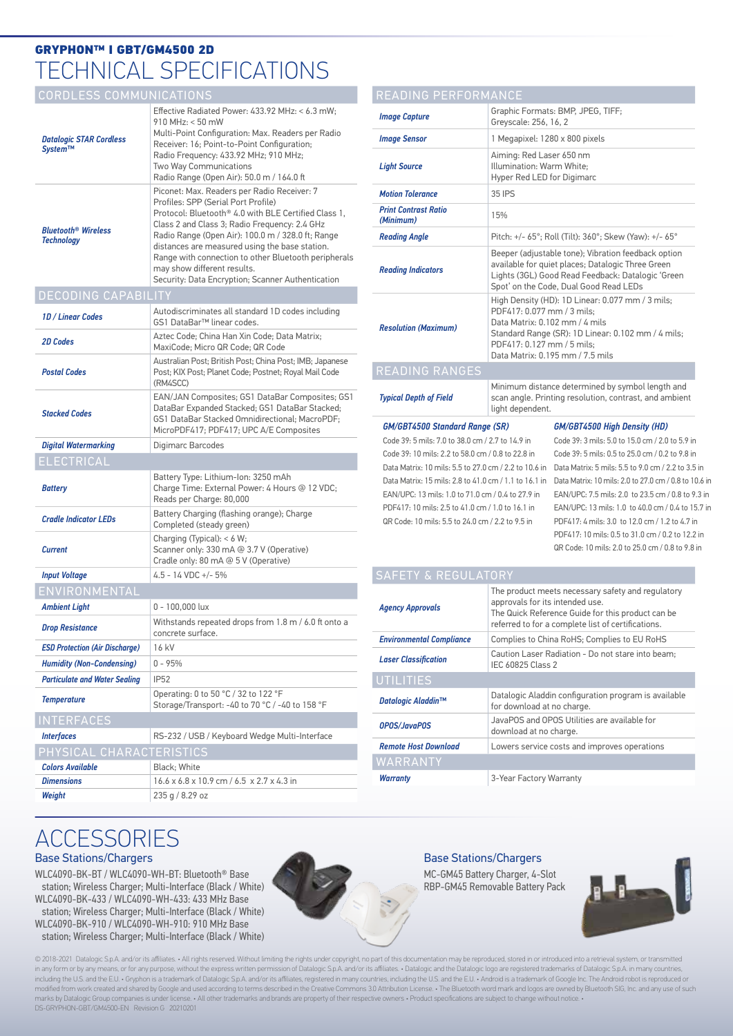## GRYPHON™ I GBT/GM4500 2D

# TECHNICAL SPECIFICATIONS

### CORDLESS COMMUNICATIONS

| | |
|---|---|
| ***Datalogic STAR Cordless System™*** | Effective Radiated Power: 433.92 MHz: < 6.3 mW; 910 MHz: < 50 mW<br>Multi-Point Configuration: Max. Readers per Radio Receiver: 16; Point-to-Point Configuration; Radio Frequency: 433.92 MHz; 910 MHz; Two Way Communications<br>Radio Range (Open Air): 50.0 m / 164.0 ft |
| ***Bluetooth® Wireless Technology*** | Piconet: Max. Readers per Radio Receiver: 7<br>Profiles: SPP (Serial Port Profile)<br>Protocol: Bluetooth® 4.0 with BLE Certified Class 1, Class 2 and Class 3; Radio Frequency: 2.4 GHz<br>Radio Range (Open Air): 100.0 m / 328.0 ft; Range distances are measured using the base station. Range with connection to other Bluetooth peripherals may show different results.<br>Security: Data Encryption; Scanner Authentication |

### DECODING CAPABILITY

| | |
|---|---|
| ***1D / Linear Codes*** | Autodiscriminates all standard 1D codes including GS1 DataBar™ linear codes. |
| ***2D Codes*** | Aztec Code; China Han Xin Code; Data Matrix; MaxiCode; Micro QR Code; QR Code |
| ***Postal Codes*** | Australian Post; British Post; China Post; IMB; Japanese Post; KIX Post; Planet Code; Postnet; Royal Mail Code (RM4SCC) |
| ***Stacked Codes*** | EAN/JAN Composites; GS1 DataBar Composites; GS1 DataBar Expanded Stacked; GS1 DataBar Stacked; GS1 DataBar Stacked Omnidirectional; MacroPDF; MicroPDF417; PDF417; UPC A/E Composites |
| ***Digital Watermarking*** | Digimarc Barcodes |

### ELECTRICAL

| | |
|---|---|
| ***Battery*** | Battery Type: Lithium-Ion: 3250 mAh<br>Charge Time: External Power: 4 Hours @ 12 VDC; Reads per Charge: 80,000 |
| ***Cradle Indicator LEDs*** | Battery Charging (flashing orange); Charge Completed (steady green) |
| ***Current*** | Charging (Typical): < 6 W;<br>Scanner only: 330 mA @ 3.7 V (Operative)<br>Cradle only: 80 mA @ 5 V (Operative) |
| ***Input Voltage*** | 4.5 - 14 VDC +/- 5% |

### ENVIRONMENTAL

| | |
|---|---|
| ***Ambient Light*** | 0 - 100,000 lux |
| ***Drop Resistance*** | Withstands repeated drops from 1.8 m / 6.0 ft onto a concrete surface. |
| ***ESD Protection (Air Discharge)*** | 16 kV |
| ***Humidity (Non-Condensing)*** | 0 - 95% |
| ***Particulate and Water Sealing*** | IP52 |
| ***Temperature*** | Operating: 0 to 50 °C / 32 to 122 °F<br>Storage/Transport: -40 to 70 °C / -40 to 158 °F |

### INTERFACES

| | |
|---|---|
| ***Interfaces*** | RS-232 / USB / Keyboard Wedge Multi-Interface |

### PHYSICAL CHARACTERISTICS

| | |
|---|---|
| ***Colors Available*** | Black; White |
| ***Dimensions*** | 16.6 x 6.8 x 10.9 cm / 6.5 x 2.7 x 4.3 in |
| ***Weight*** | 235 g / 8.29 oz |

### READING PERFORMANCE

| | |
|---|---|
| ***Image Capture*** | Graphic Formats: BMP, JPEG, TIFF; Greyscale: 256, 16, 2 |
| ***Image Sensor*** | 1 Megapixel: 1280 x 800 pixels |
| ***Light Source*** | Aiming: Red Laser 650 nm<br>Illumination: Warm White;<br>Hyper Red LED for Digimarc |
| ***Motion Tolerance*** | 35 IPS |
| ***Print Contrast Ratio (Minimum)*** | 15% |
| ***Reading Angle*** | Pitch: +/- 65°; Roll (Tilt): 360°; Skew (Yaw): +/- 65° |
| ***Reading Indicators*** | Beeper (adjustable tone); Vibration feedback option available for quiet places; Datalogic Three Green Lights (3GL) Good Read Feedback: Datalogic 'Green Spot' on the Code, Dual Good Read LEDs |
| ***Resolution (Maximum)*** | High Density (HD): 1D Linear: 0.077 mm / 3 mils; PDF417: 0.077 mm / 3 mils;<br>Data Matrix: 0.102 mm / 4 mils<br>Standard Range (SR): 1D Linear: 0.102 mm / 4 mils; PDF417: 0.127 mm / 5 mils;<br>Data Matrix: 0.195 mm / 7.5 mils |

### READING RANGES

| | |
|---|---|
| ***Typical Depth of Field*** | Minimum distance determined by symbol length and scan angle. Printing resolution, contrast, and ambient light dependent. |

***GM/GBT4500 Standard Range (SR)***

Code 39: 5 mils: 7.0 to 38.0 cm / 2.7 to 14.9 in
Code 39: 10 mils: 2.2 to 58.0 cm / 0.8 to 22.8 in
Data Matrix: 10 mils: 5.5 to 27.0 cm / 2.2 to 10.6 in
Data Matrix: 15 mils: 2.8 to 41.0 cm / 1.1 to 16.1 in
EAN/UPC: 13 mils: 1.0 to 71.0 cm / 0.4 to 27.9 in
PDF417: 10 mils: 2.5 to 41.0 cm / 1.0 to 16.1 in
QR Code: 10 mils: 5.5 to 24.0 cm / 2.2 to 9.5 in

***GM/GBT4500 High Density (HD)***

Code 39: 3 mils: 5.0 to 15.0 cm / 2.0 to 5.9 in
Code 39: 5 mils: 0.5 to 25.0 cm / 0.2 to 9.8 in
Data Matrix: 5 mils: 5.5 to 9.0 cm / 2.2 to 3.5 in
Data Matrix: 10 mils: 2.0 to 27.0 cm / 0.8 to 10.6 in
EAN/UPC: 7.5 mils: 2.0 to 23.5 cm / 0.8 to 9.3 in
EAN/UPC: 13 mils: 1.0 to 40.0 cm / 0.4 to 15.7 in
PDF417: 4 mils: 3.0 to 12.0 cm / 1.2 to 4.7 in
PDF417: 10 mils: 0.5 to 31.0 cm / 0.2 to 12.2 in
QR Code: 10 mils: 2.0 to 25.0 cm / 0.8 to 9.8 in

### SAFETY & REGULATORY

| | |
|---|---|
| ***Agency Approvals*** | The product meets necessary safety and regulatory approvals for its intended use.<br>The Quick Reference Guide for this product can be referred to for a complete list of certifications. |
| ***Environmental Compliance*** | Complies to China RoHS; Complies to EU RoHS |
| ***Laser Classification*** | Caution Laser Radiation - Do not stare into beam; IEC 60825 Class 2 |

### UTILITIES

| | |
|---|---|
| ***Datalogic Aladdin™*** | Datalogic Aladdin configuration program is available for download at no charge. |
| ***OPOS/JavaPOS*** | JavaPOS and OPOS Utilities are available for download at no charge. |
| ***Remote Host Download*** | Lowers service costs and improves operations |

### WARRANTY

| | |
|---|---|
| ***Warranty*** | 3-Year Factory Warranty |

# ACCESSORIES

### Base Stations/Chargers

WLC4090-BK-BT / WLC4090-WH-BT: Bluetooth® Base station; Wireless Charger; Multi-Interface (Black / White)
WLC4090-BK-433 / WLC4090-WH-433: 433 MHz Base station; Wireless Charger; Multi-Interface (Black / White)
WLC4090-BK-910 / WLC4090-WH-910: 910 MHz Base station; Wireless Charger; Multi-Interface (Black / White)

### Base Stations/Chargers

MC-GM45 Battery Charger, 4-Slot
RBP-GM45 Removable Battery Pack

© 2018-2021 Datalogic S.p.A. and/or its affiliates. • All rights reserved. Without limiting the rights under copyright, no part of this documentation may be reproduced, stored in or introduced into a retrieval system, or transmitted in any form or by any means, or for any purpose, without the express written permission of Datalogic S.p.A. and/or its affiliates. • Datalogic and the Datalogic logo are registered trademarks of Datalogic S.p.A. in many countries, including the U.S. and the E.U. • Gryphon is a trademark of Datalogic S.p.A. and/or its affiliates, registered in many countries, including the U.S. and the E.U. • Android is a trademark of Google Inc. The Android robot is reproduced or modified from work created and shared by Google and used according to terms described in the Creative Commons 3.0 Attribution License. • The Bluetooth word mark and logos are owned by Bluetooth SIG, Inc. and any use of such marks by Datalogic Group companies is under license. • All other trademarks and brands are property of their respective owners • Product specifications are subject to change without notice. •
DS-GRYPHON-GBT/GM4500-EN Revision G 20210201